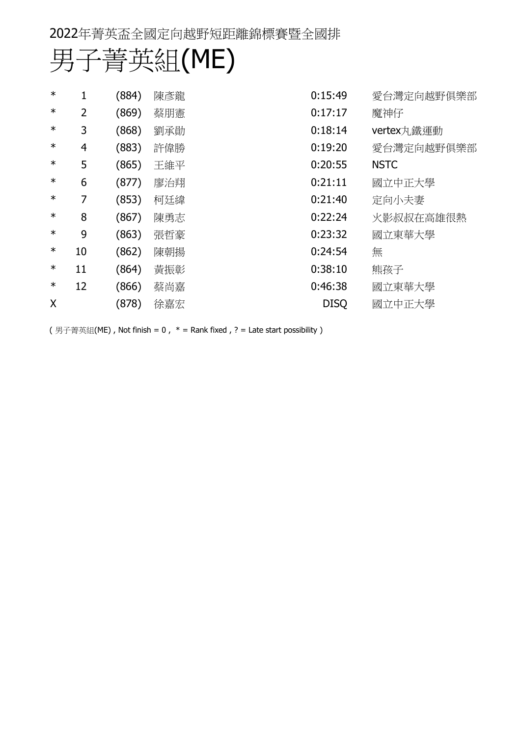2022年菁英盃全國定向越野短距離錦標賽暨全國排

# 男子菁英組(ME)

| | | | | | |
|---|---|---|---|---|---|
| * | 1 | (884) | 陳彥龍 | 0:15:49 | 愛台灣定向越野俱樂部 |
| * | 2 | (869) | 蔡朋憲 | 0:17:17 | 魔神仔 |
| * | 3 | (868) | 劉承勛 | 0:18:14 | vertex丸鐵運動 |
| * | 4 | (883) | 許偉勝 | 0:19:20 | 愛台灣定向越野俱樂部 |
| * | 5 | (865) | 王維平 | 0:20:55 | NSTC |
| * | 6 | (877) | 廖治翔 | 0:21:11 | 國立中正大學 |
| * | 7 | (853) | 柯廷緯 | 0:21:40 | 定向小夫妻 |
| * | 8 | (867) | 陳勇志 | 0:22:24 | 火影叔叔在高雄很熱 |
| * | 9 | (863) | 張哲豪 | 0:23:32 | 國立東華大學 |
| * | 10 | (862) | 陳朝揚 | 0:24:54 | 無 |
| * | 11 | (864) | 黃振彰 | 0:38:10 | 熊孩子 |
| * | 12 | (866) | 蔡尚嘉 | 0:46:38 | 國立東華大學 |
| X | | (878) | 徐嘉宏 | DISQ | 國立中正大學 |

( 男子菁英組(ME) , Not finish = 0 ,  * = Rank fixed , ? = Late start possibility )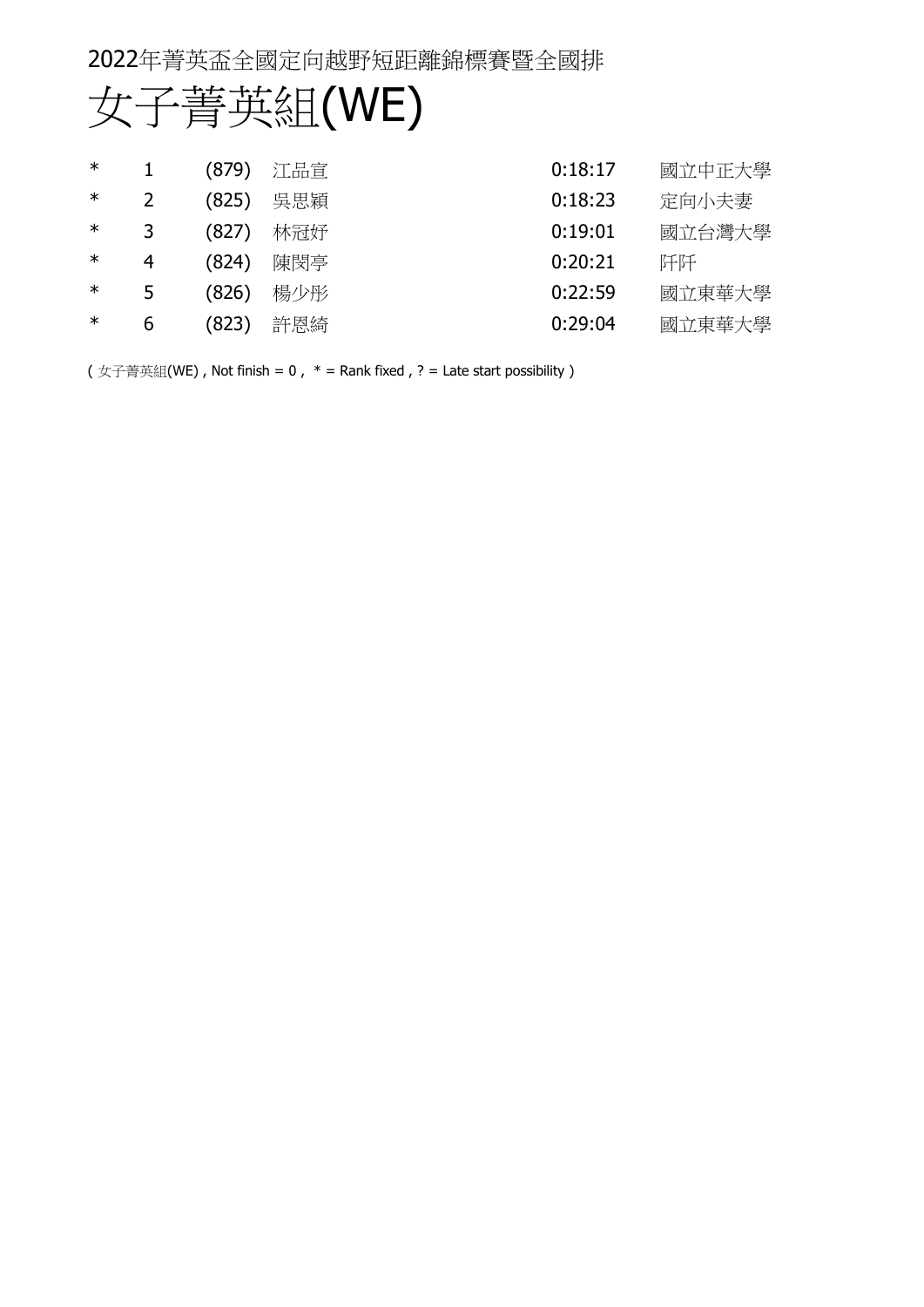2022年菁英盃全國定向越野短距離錦標賽暨全國排

# 女子菁英組(WE)

| | | | | | |
|---|---|---|---|---|---|
| * | 1 | (879) | 江品宣 | 0:18:17 | 國立中正大學 |
| * | 2 | (825) | 吳思穎 | 0:18:23 | 定向小夫妻 |
| * | 3 | (827) | 林冠妤 | 0:19:01 | 國立台灣大學 |
| * | 4 | (824) | 陳閔亭 | 0:20:21 | 阡阡 |
| * | 5 | (826) | 楊少彤 | 0:22:59 | 國立東華大學 |
| * | 6 | (823) | 許恩綺 | 0:29:04 | 國立東華大學 |

( 女子菁英組(WE) , Not finish = 0 ,  * = Rank fixed , ? = Late start possibility )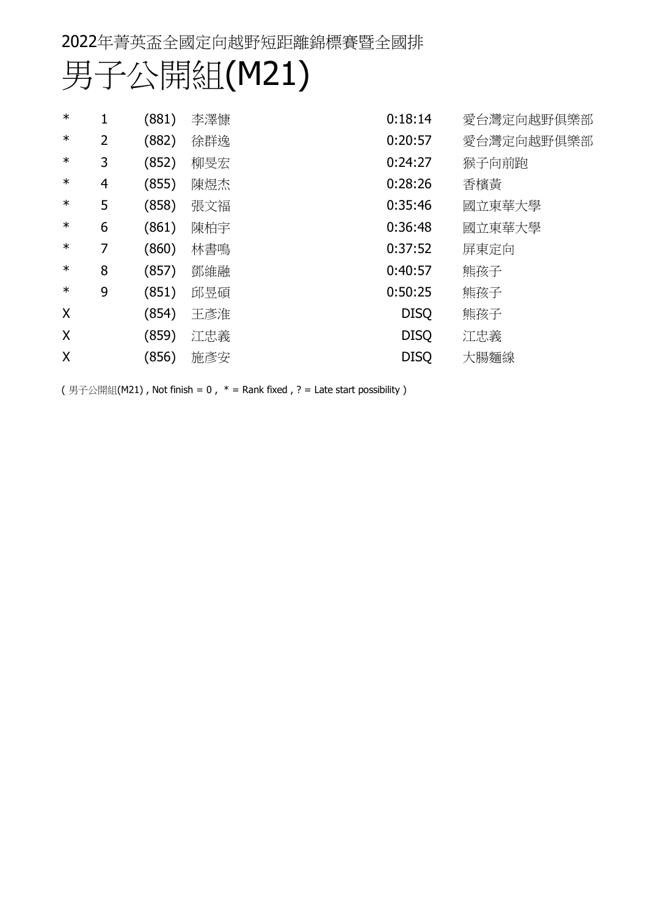2022年菁英盃全國定向越野短距離錦標賽暨全國排

# 男子公開組(M21)

| | | | | | |
|---|---|---|---|---|---|
| * | 1 | (881) | 李澤慷 | 0:18:14 | 愛台灣定向越野俱樂部 |
| * | 2 | (882) | 徐群逸 | 0:20:57 | 愛台灣定向越野俱樂部 |
| * | 3 | (852) | 柳旻宏 | 0:24:27 | 猴子向前跑 |
| * | 4 | (855) | 陳煜杰 | 0:28:26 | 香檳黃 |
| * | 5 | (858) | 張文福 | 0:35:46 | 國立東華大學 |
| * | 6 | (861) | 陳柏宇 | 0:36:48 | 國立東華大學 |
| * | 7 | (860) | 林書鳴 | 0:37:52 | 屏東定向 |
| * | 8 | (857) | 鄧維融 | 0:40:57 | 熊孩子 |
| * | 9 | (851) | 邱昱碩 | 0:50:25 | 熊孩子 |
| X | | (854) | 王彥淮 | DISQ | 熊孩子 |
| X | | (859) | 江忠義 | DISQ | 江忠義 |
| X | | (856) | 施彥安 | DISQ | 大腸麵線 |

( 男子公開組(M21) , Not finish = 0 , * = Rank fixed , ? = Late start possibility )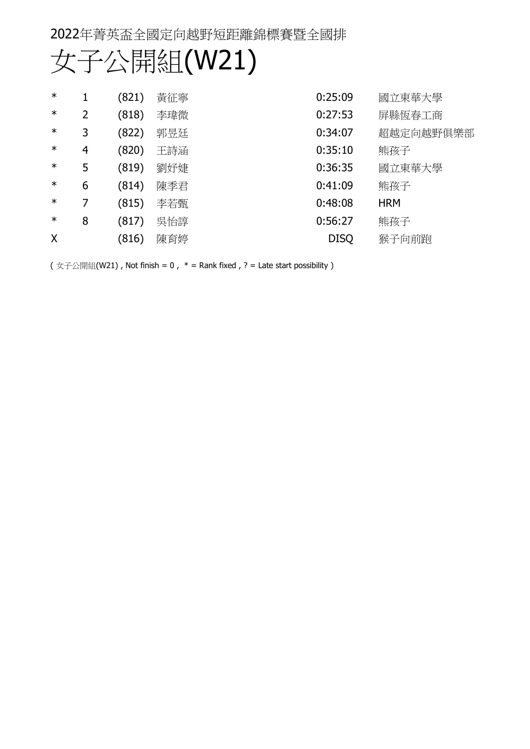2022年菁英盃全國定向越野短距離錦標賽暨全國排

# 女子公開組(W21)

| | | | | | |
|---|---|---|---|---|---|
| * | 1 | (821) | 黃征寧 | 0:25:09 | 國立東華大學 |
| * | 2 | (818) | 李瑋微 | 0:27:53 | 屏縣恆春工商 |
| * | 3 | (822) | 郭昱廷 | 0:34:07 | 超越定向越野俱樂部 |
| * | 4 | (820) | 王詩涵 | 0:35:10 | 熊孩子 |
| * | 5 | (819) | 劉妤婕 | 0:36:35 | 國立東華大學 |
| * | 6 | (814) | 陳季君 | 0:41:09 | 熊孩子 |
| * | 7 | (815) | 李若甄 | 0:48:08 | HRM |
| * | 8 | (817) | 吳怡諄 | 0:56:27 | 熊孩子 |
| X | | (816) | 陳育婷 | DISQ | 猴子向前跑 |

( 女子公開組(W21) , Not finish = 0 ,  * = Rank fixed , ? = Late start possibility )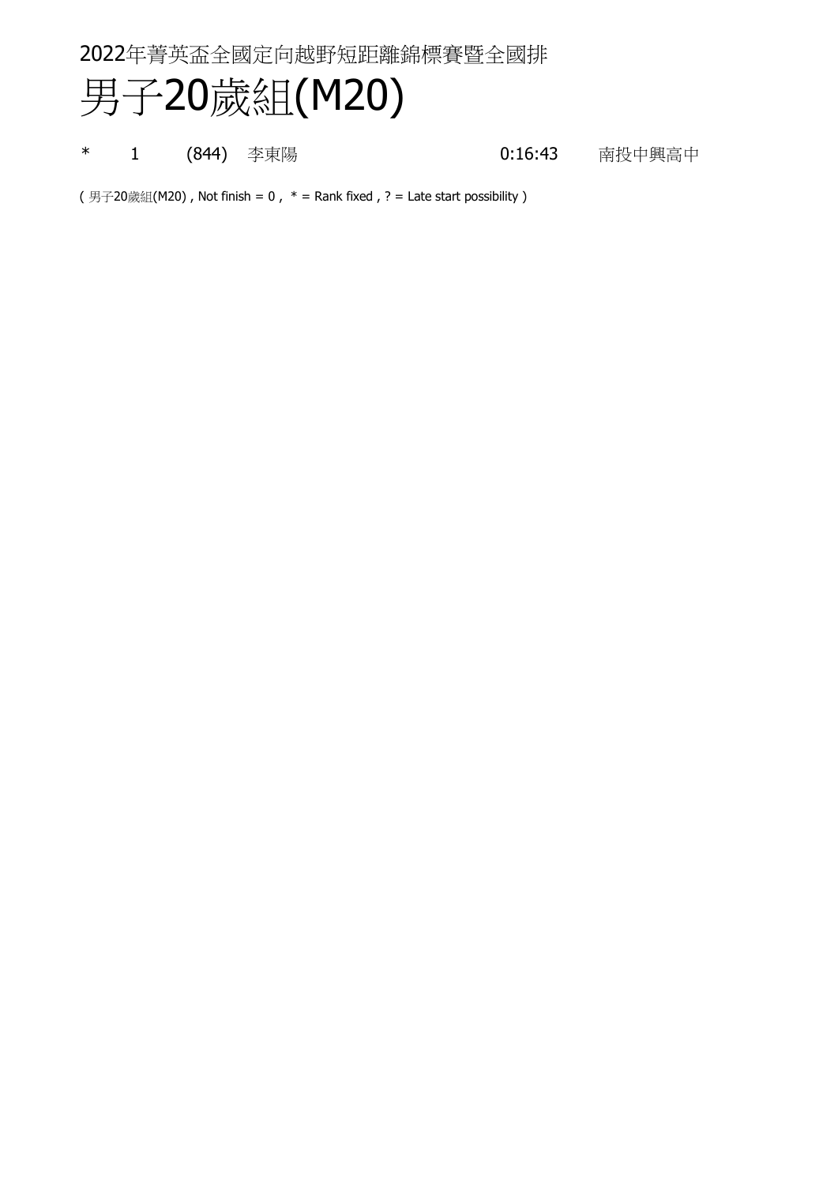2022年菁英盃全國定向越野短距離錦標賽暨全國排

# 男子20歲組(M20)

| | | | | | |
|---|---|---|---|---|---|
| * | 1 | (844) | 李東陽 | 0:16:43 | 南投中興高中 |

( 男子20歲組(M20) , Not finish = 0 ,  * = Rank fixed , ? = Late start possibility )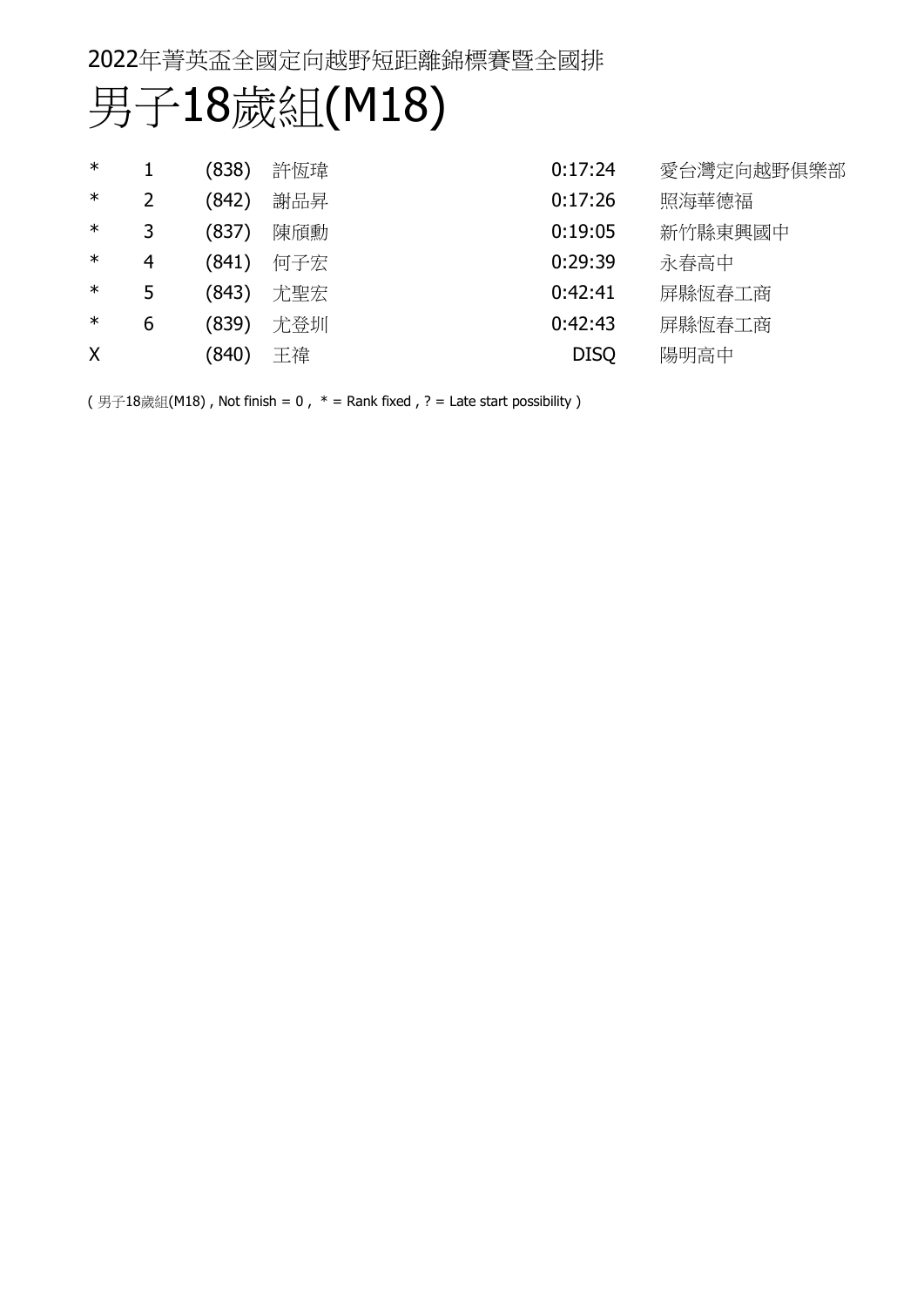2022年菁英盃全國定向越野短距離錦標賽暨全國排

# 男子18歲組(M18)

| | | | | | |
|---|---|---|---|---|---|
| * | 1 | (838) | 許恆瑋 | 0:17:24 | 愛台灣定向越野俱樂部 |
| * | 2 | (842) | 謝品昇 | 0:17:26 | 照海華德福 |
| * | 3 | (837) | 陳頎勳 | 0:19:05 | 新竹縣東興國中 |
| * | 4 | (841) | 何子宏 | 0:29:39 | 永春高中 |
| * | 5 | (843) | 尤聖宏 | 0:42:41 | 屏縣恆春工商 |
| * | 6 | (839) | 尤登圳 | 0:42:43 | 屏縣恆春工商 |
| X | | (840) | 王禕 | DISQ | 陽明高中 |

( 男子18歲組(M18) , Not finish = 0 , * = Rank fixed , ? = Late start possibility )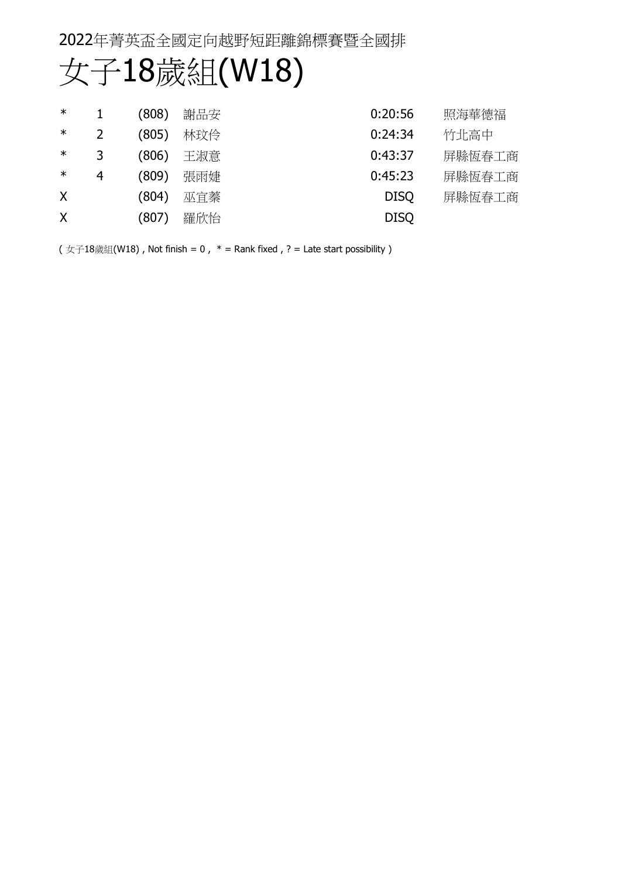2022年菁英盃全國定向越野短距離錦標賽暨全國排

# 女子18歲組(W18)

| | | | | | |
|---|---|---|---|---|---|
| * | 1 | (808) | 謝品安 | 0:20:56 | 照海華德福 |
| * | 2 | (805) | 林玟伶 | 0:24:34 | 竹北高中 |
| * | 3 | (806) | 王淑意 | 0:43:37 | 屏縣恆春工商 |
| * | 4 | (809) | 張雨婕 | 0:45:23 | 屏縣恆春工商 |
| X | | (804) | 巫宜蓁 | DISQ | 屏縣恆春工商 |
| X | | (807) | 羅欣怡 | DISQ | |

( 女子18歲組(W18) , Not finish = 0 ,  * = Rank fixed , ? = Late start possibility )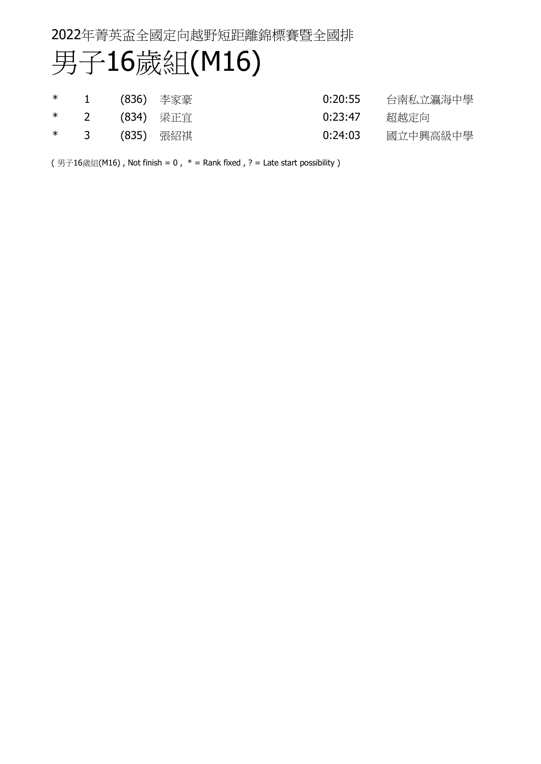2022年菁英盃全國定向越野短距離錦標賽暨全國排

# 男子16歲組(M16)

| | | | | | |
|---|---|---|---|---|---|
| * | 1 | (836) | 李家豪 | 0:20:55 | 台南私立瀛海中學 |
| * | 2 | (834) | 梁正宜 | 0:23:47 | 超越定向 |
| * | 3 | (835) | 張紹祺 | 0:24:03 | 國立中興高級中學 |

( 男子16歲組(M16) , Not finish = 0 , * = Rank fixed , ? = Late start possibility )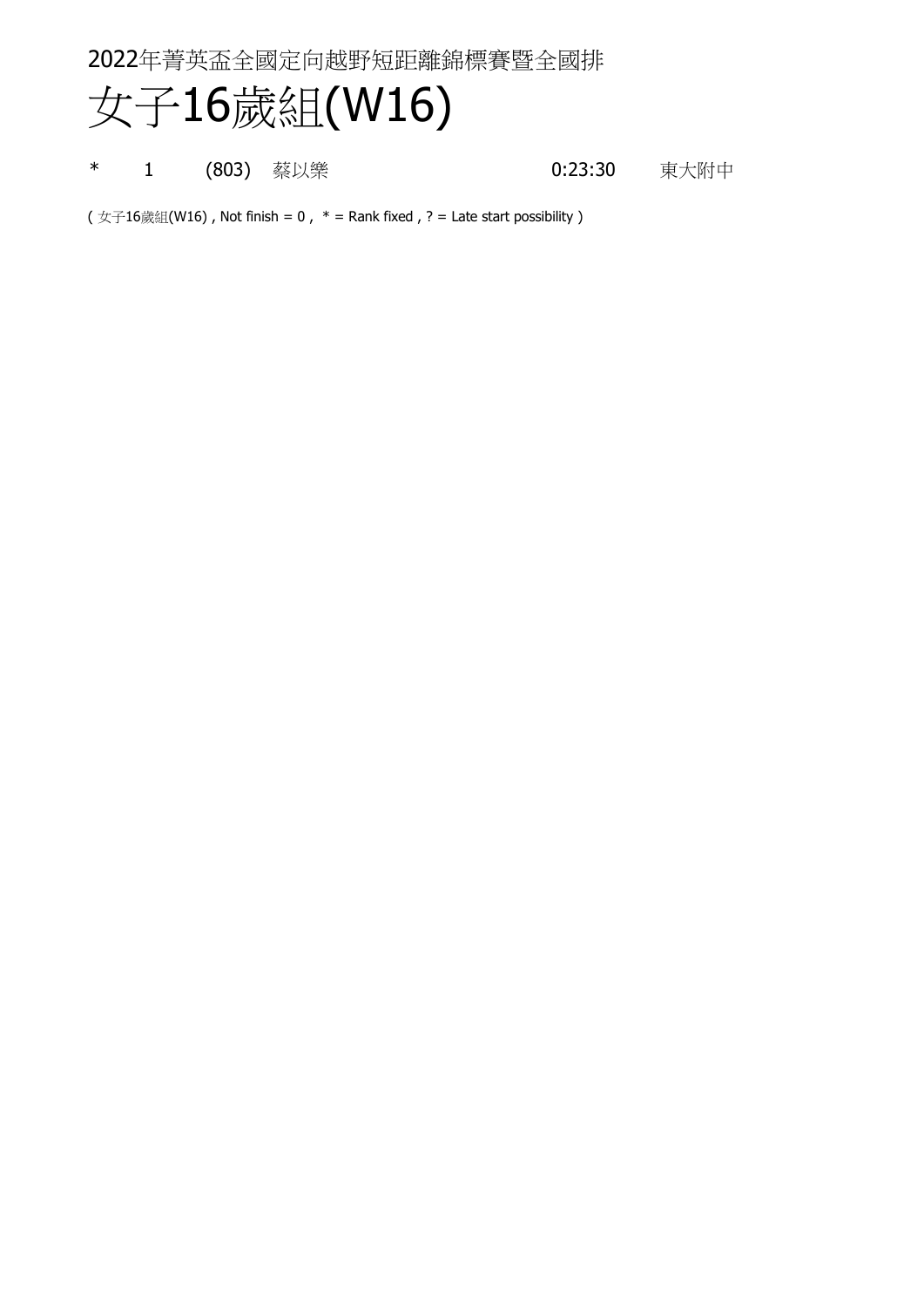2022年菁英盃全國定向越野短距離錦標賽暨全國排

# 女子16歲組(W16)

| | | | | | |
|---|---|---|---|---|---|
| * | 1 | (803) | 蔡以樂 | 0:23:30 | 東大附中 |

( 女子16歲組(W16) , Not finish = 0 ,  * = Rank fixed , ? = Late start possibility )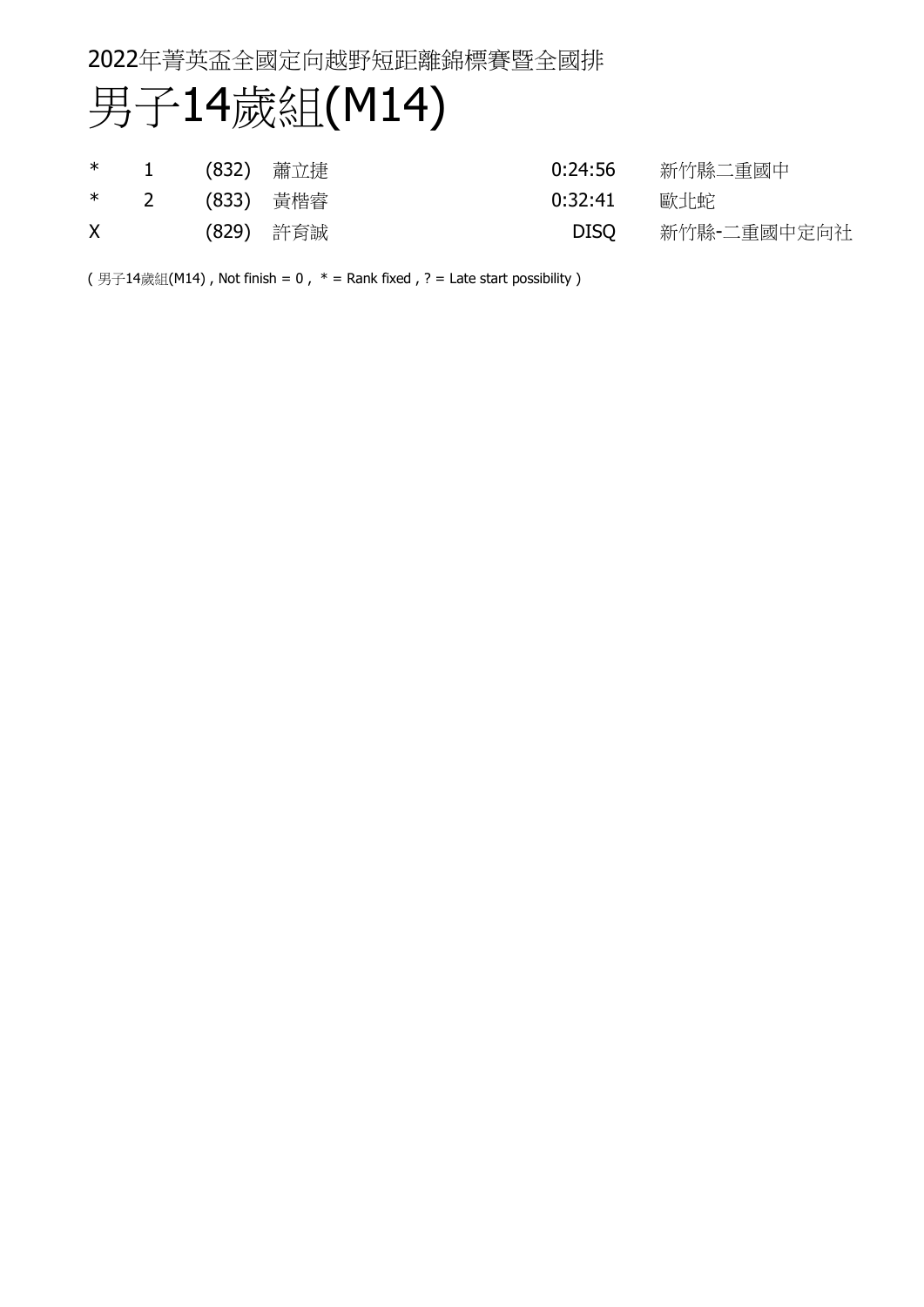2022年菁英盃全國定向越野短距離錦標賽暨全國排

# 男子14歲組(M14)

| | | | | | |
|---|---|---|---|---|---|
| * | 1 | (832) | 蕭立捷 | 0:24:56 | 新竹縣二重國中 |
| * | 2 | (833) | 黃楷睿 | 0:32:41 | 歐北蛇 |
| X | | (829) | 許育誠 | DISQ | 新竹縣-二重國中定向社 |

( 男子14歲組(M14) , Not finish = 0 ,  * = Rank fixed , ? = Late start possibility )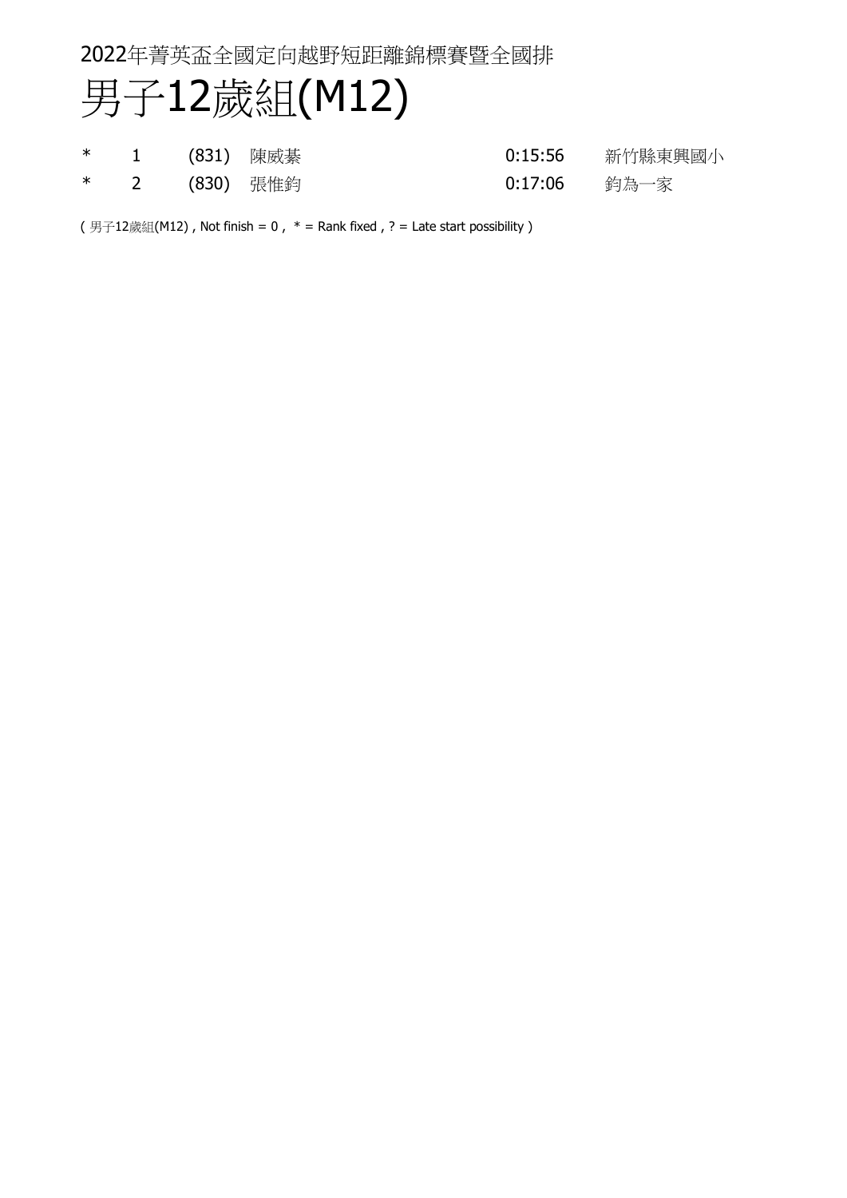2022年菁英盃全國定向越野短距離錦標賽暨全國排

# 男子12歲組(M12)

| | | | | | |
|---|---|---|---|---|---|
| * | 1 | (831) | 陳威蓁 | 0:15:56 | 新竹縣東興國小 |
| * | 2 | (830) | 張惟鈞 | 0:17:06 | 鈞為一家 |

( 男子12歲組(M12) , Not finish = 0 , * = Rank fixed , ? = Late start possibility )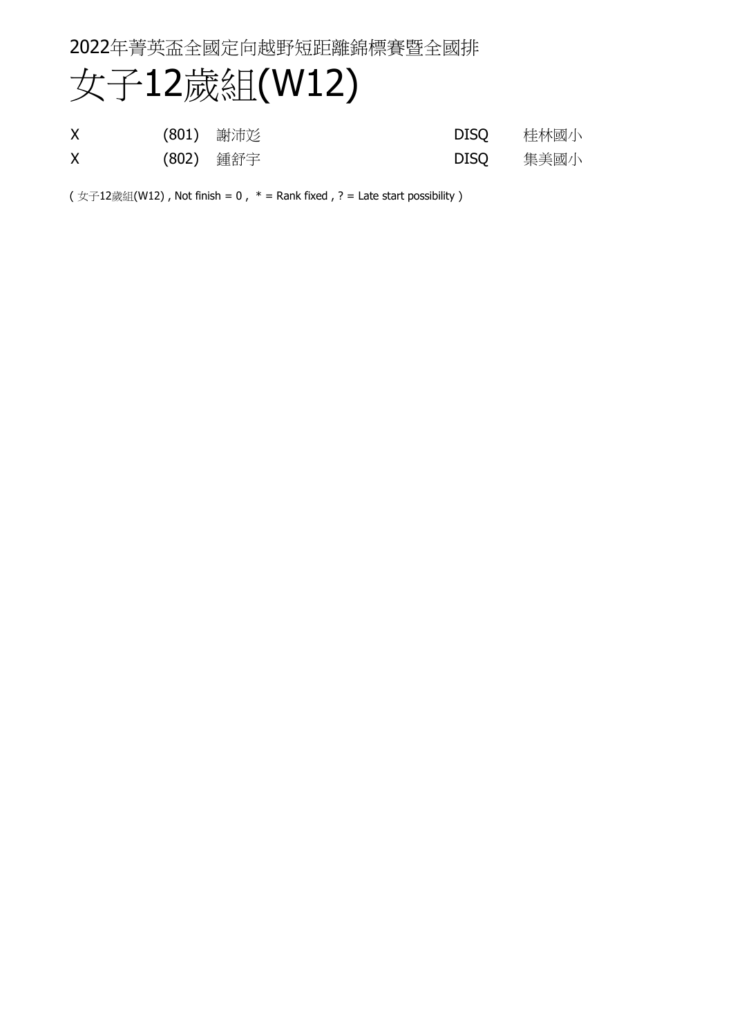2022年菁英盃全國定向越野短距離錦標賽暨全國排

# 女子12歲組(W12)

| | | | | |
|---|---|---|---|---|
| X | (801) | 謝沛彣 | DISQ | 桂林國小 |
| X | (802) | 鍾舒宇 | DISQ | 集美國小 |

( 女子12歲組(W12) , Not finish = 0 ,  * = Rank fixed , ? = Late start possibility )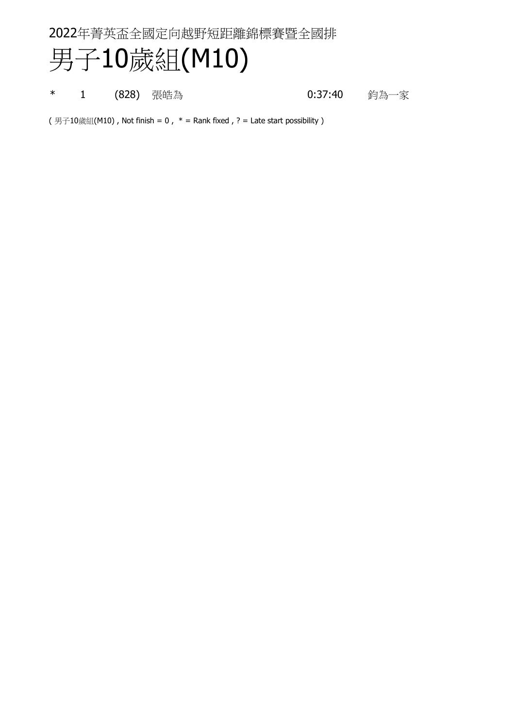2022年菁英盃全國定向越野短距離錦標賽暨全國排

# 男子10歲組(M10)

| * | 1 | (828) | 張皓為 | 0:37:40 | 鈞為一家 |
|---|---|---|---|---|---|

( 男子10歲組(M10) , Not finish = 0 ,  * = Rank fixed , ? = Late start possibility )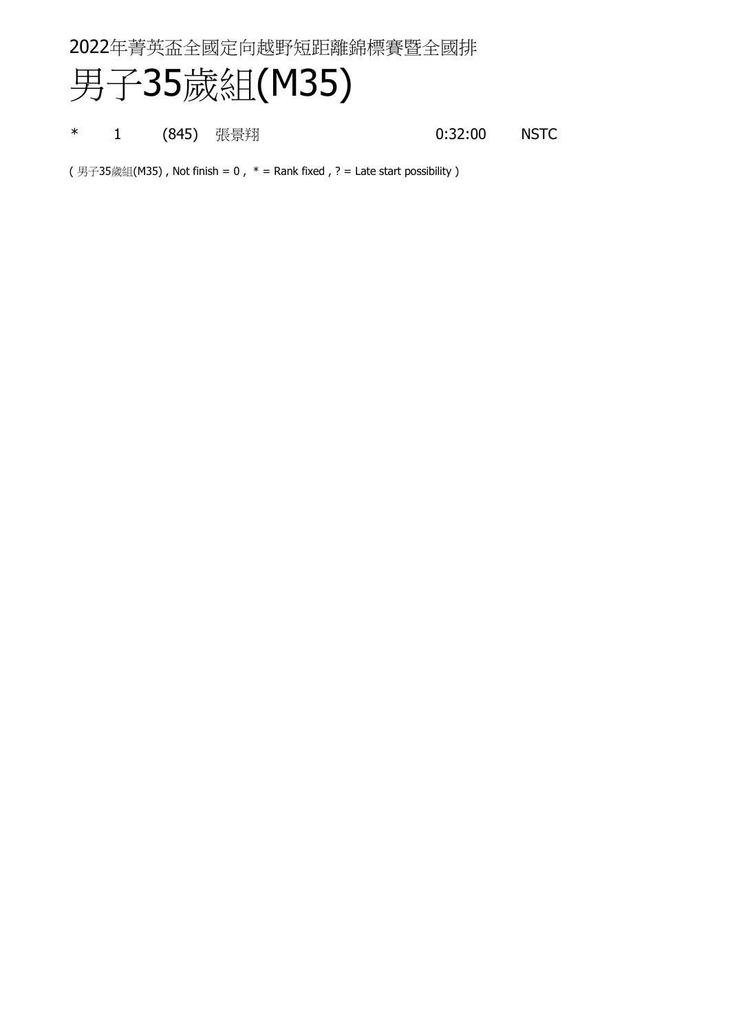2022年菁英盃全國定向越野短距離錦標賽暨全國排

# 男子35歲組(M35)

| | | | | | |
|---|---|---|---|---|---|
| * | 1 | (845) | 張景翔 | 0:32:00 | NSTC |

( 男子35歲組(M35) , Not finish = 0 , * = Rank fixed , ? = Late start possibility )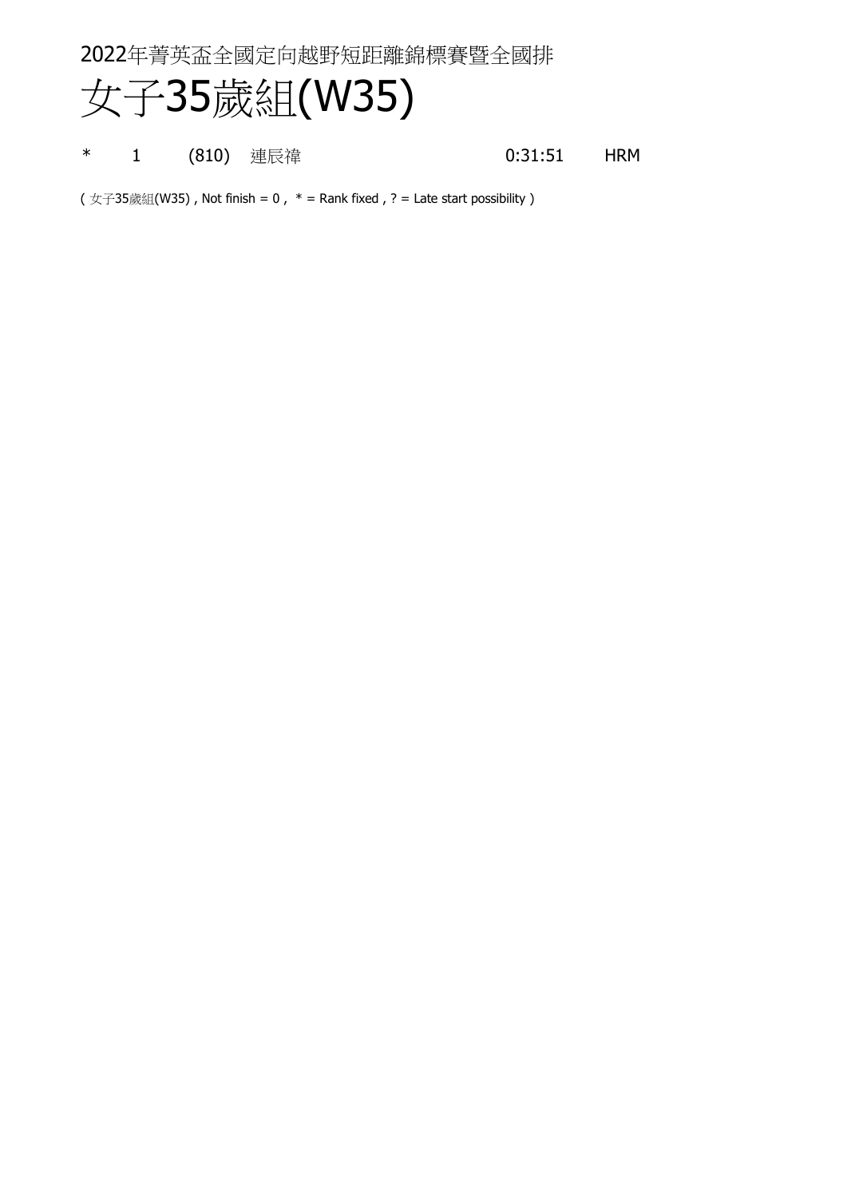2022年菁英盃全國定向越野短距離錦標賽暨全國排

# 女子35歲組(W35)

| | | | | | |
|---|---|---|---|---|---|
| * | 1 | (810) | 連辰禕 | 0:31:51 | HRM |

( 女子35歲組(W35) , Not finish = 0 ,  * = Rank fixed , ? = Late start possibility )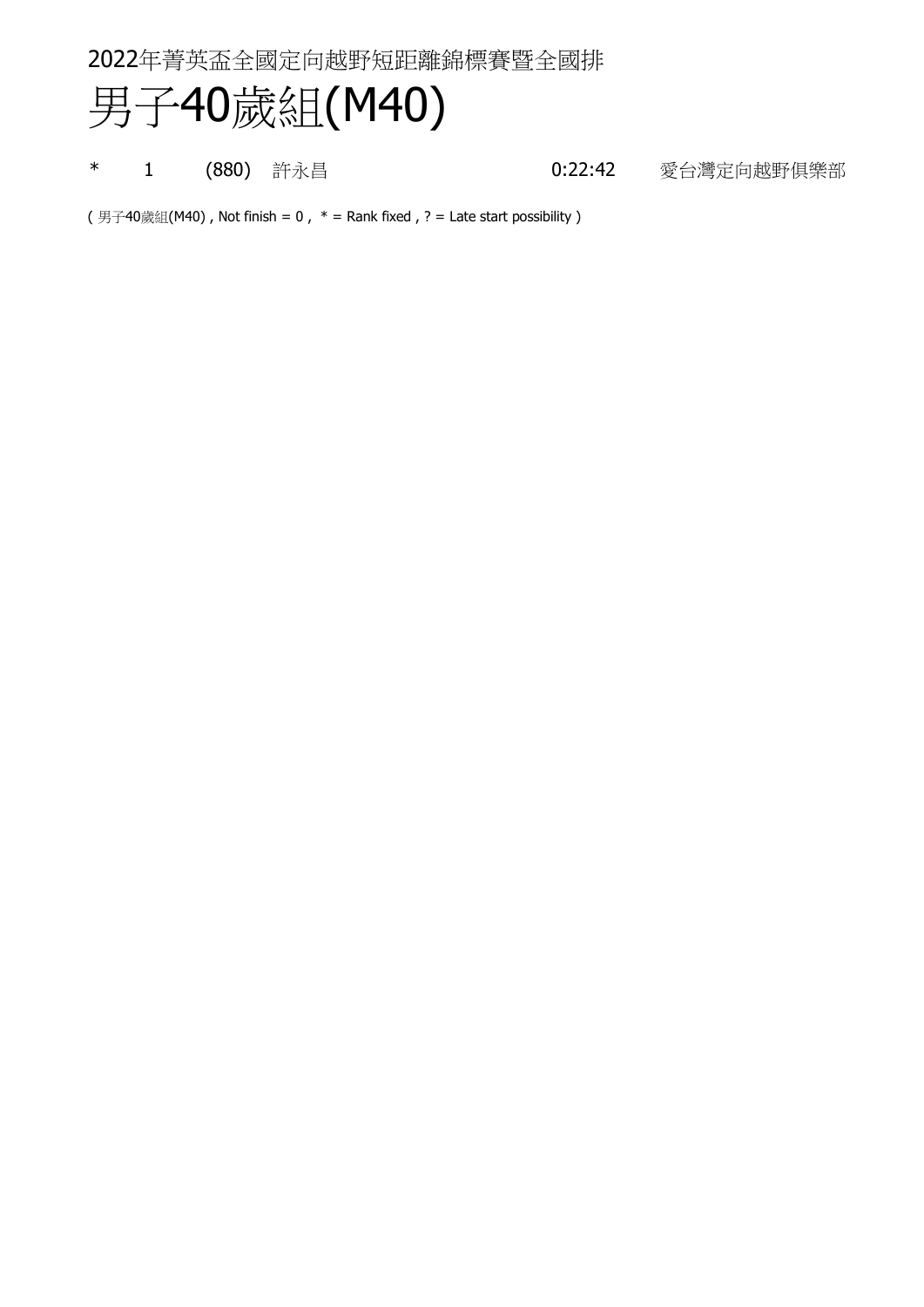2022年菁英盃全國定向越野短距離錦標賽暨全國排

# 男子40歲組(M40)

| | | | | | |
|---|---|---|---|---|---|
| * | 1 | (880) | 許永昌 | 0:22:42 | 愛台灣定向越野俱樂部 |

( 男子40歲組(M40) , Not finish = 0 ,  * = Rank fixed , ? = Late start possibility )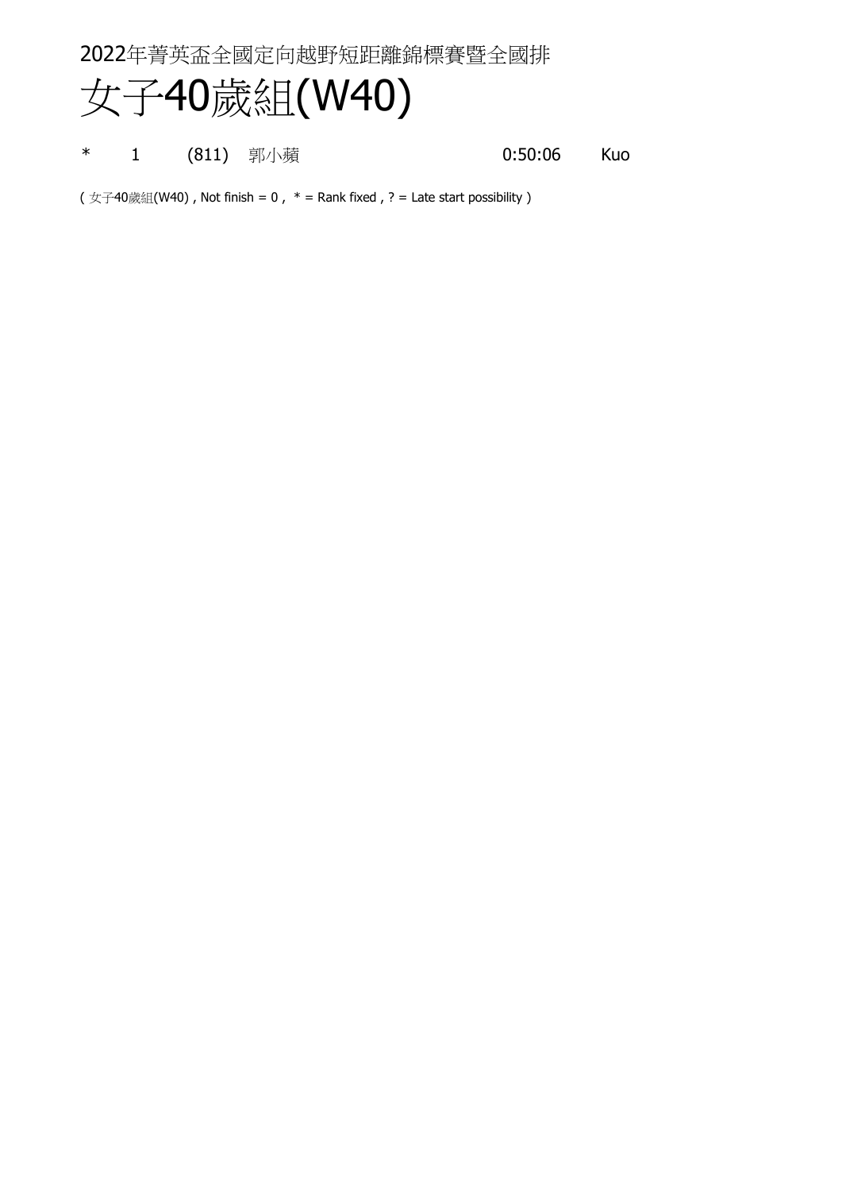2022年菁英盃全國定向越野短距離錦標賽暨全國排

# 女子40歲組(W40)

| | | | | | |
|---|---|---|---|---|---|
| * | 1 | (811) | 郭小蘋 | 0:50:06 | Kuo |

( 女子40歲組(W40) , Not finish = 0 ,  * = Rank fixed , ? = Late start possibility )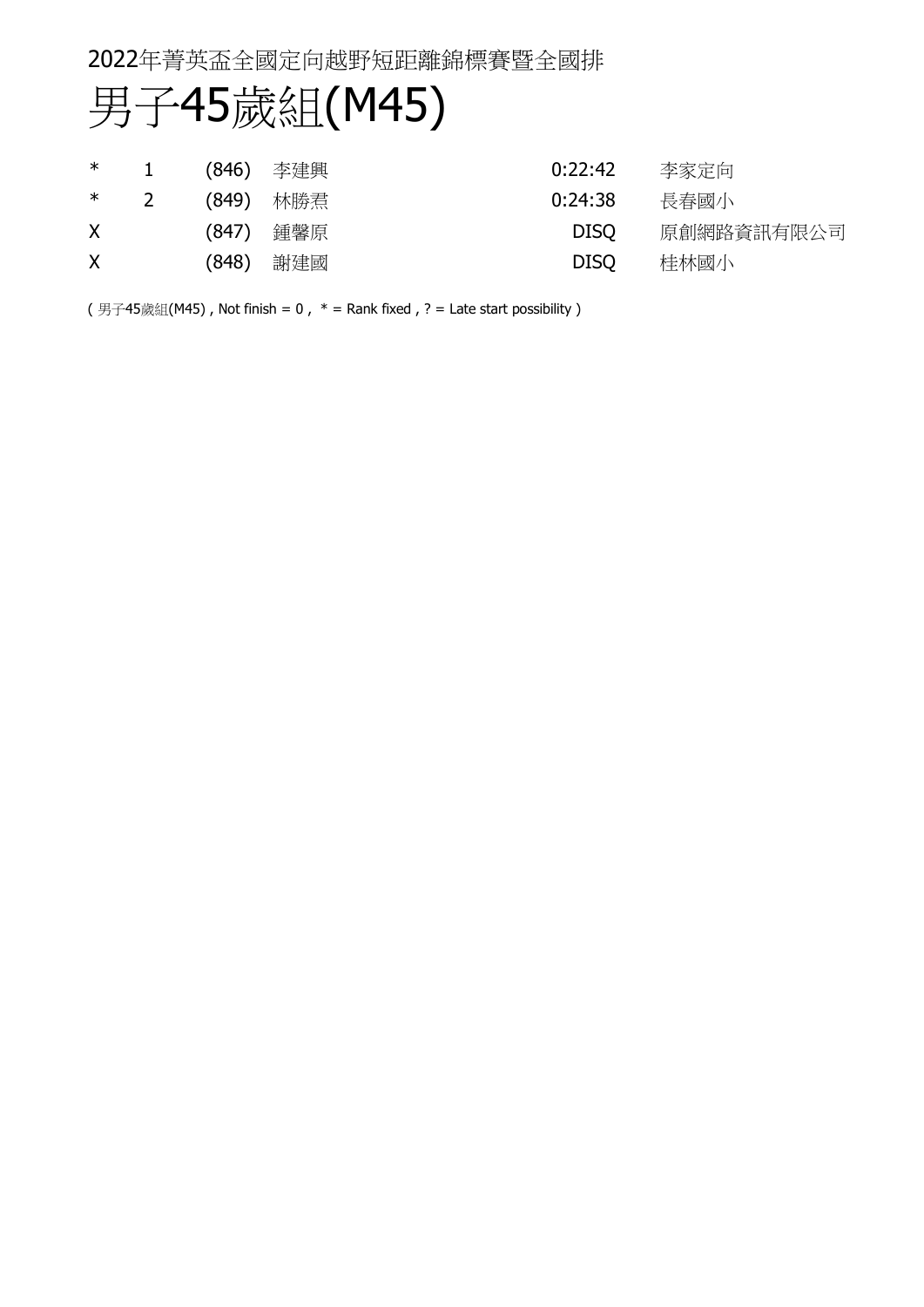2022年菁英盃全國定向越野短距離錦標賽暨全國排

# 男子45歲組(M45)

| | | | | | |
|---|---|---|---|---|---|
| * | 1 | (846) | 李建興 | 0:22:42 | 李家定向 |
| * | 2 | (849) | 林勝焄 | 0:24:38 | 長春國小 |
| X | | (847) | 鍾馨原 | DISQ | 原創網路資訊有限公司 |
| X | | (848) | 謝建國 | DISQ | 桂林國小 |

( 男子45歲組(M45) , Not finish = 0 ,  * = Rank fixed , ? = Late start possibility )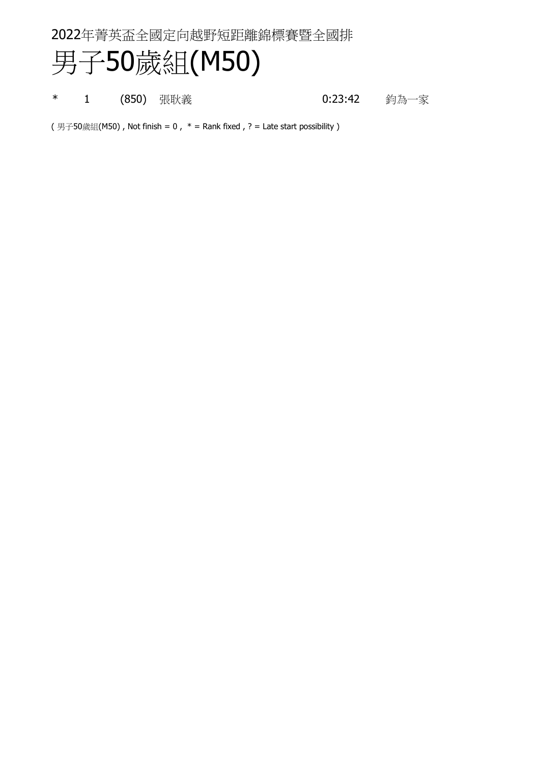2022年菁英盃全國定向越野短距離錦標賽暨全國排

# 男子50歲組(M50)

| | | | | | |
|---|---|---|---|---|---|
| * | 1 | (850) | 張耿義 | 0:23:42 | 鈞為一家 |

( 男子50歲組(M50) , Not finish = 0 ,  * = Rank fixed , ? = Late start possibility )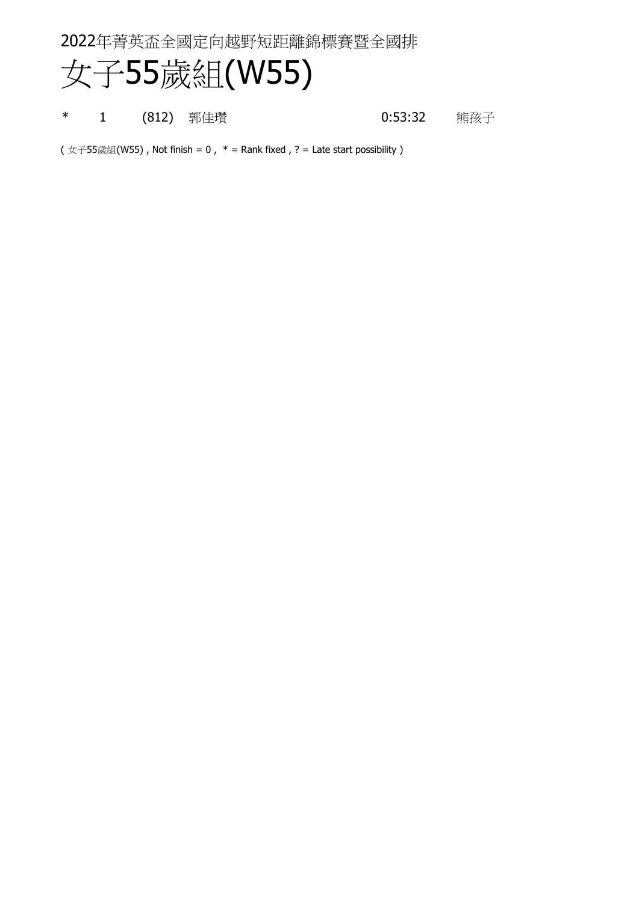2022年菁英盃全國定向越野短距離錦標賽暨全國排

# 女子55歲組(W55)

| | | | | | |
|---|---|---|---|---|---|
| * | 1 | (812) | 郭佳瓚 | 0:53:32 | 熊孩子 |

( 女子55歲組(W55) , Not finish = 0 ,  * = Rank fixed , ? = Late start possibility )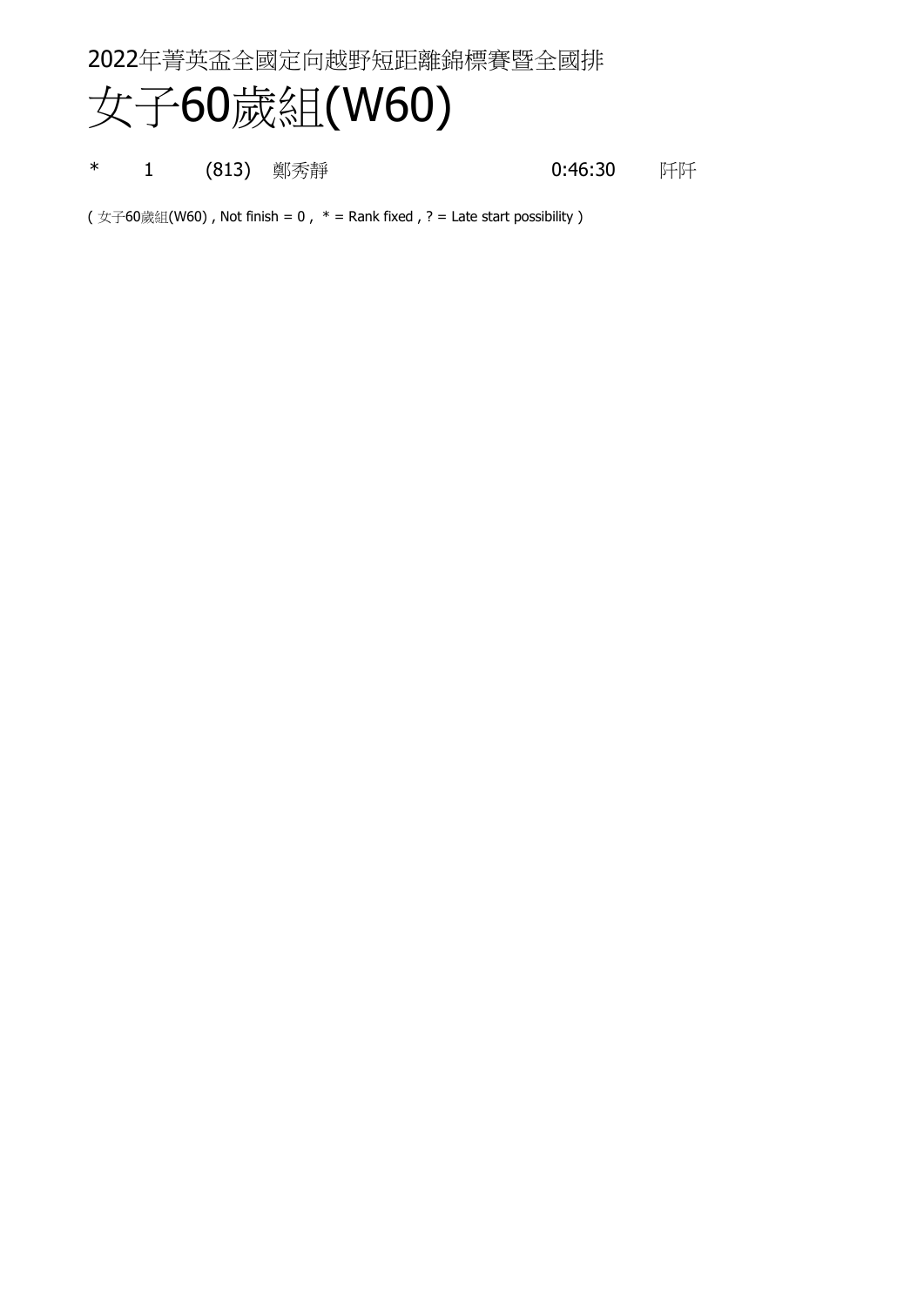2022年菁英盃全國定向越野短距離錦標賽暨全國排

# 女子60歲組(W60)

| | | | | | |
|---|---|---|---|---|---|
| * | 1 | (813) | 鄭秀靜 | 0:46:30 | 阡阡 |

( 女子60歲組(W60) , Not finish = 0 ,  * = Rank fixed , ? = Late start possibility )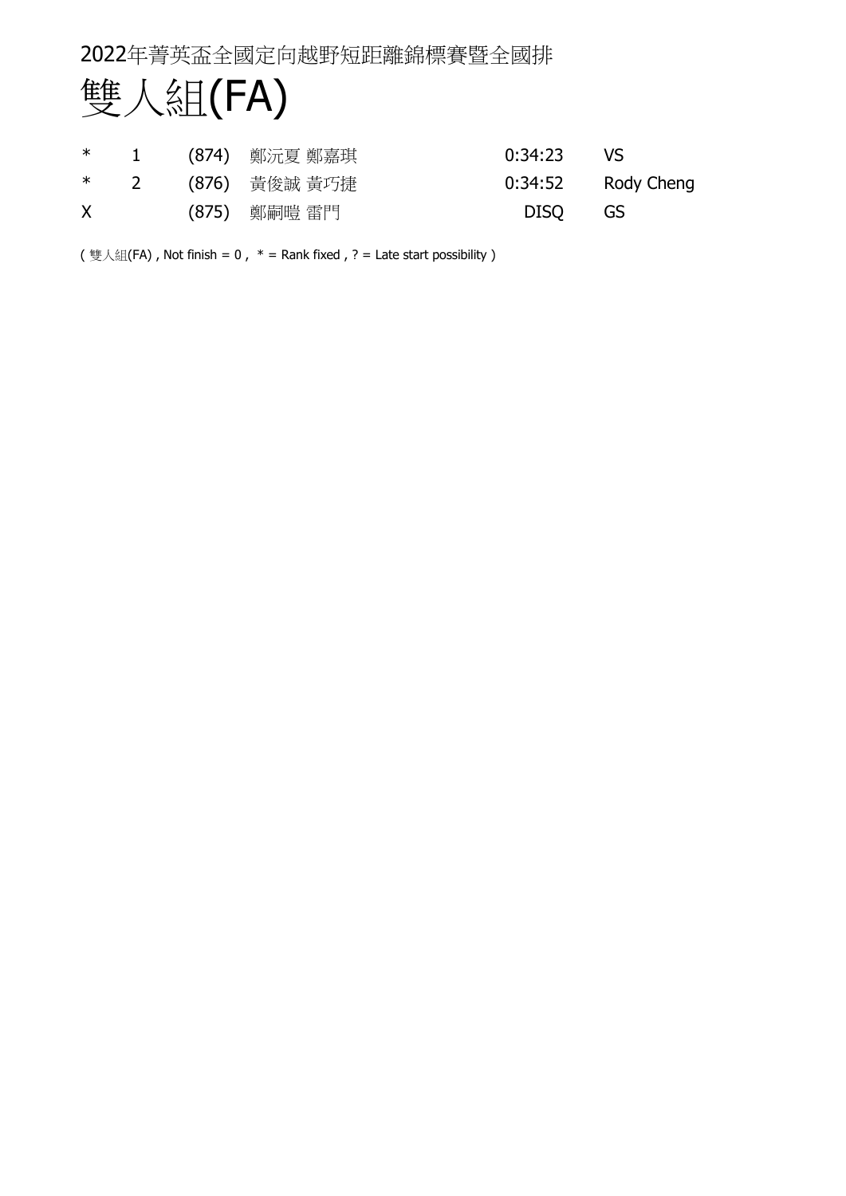2022年菁英盃全國定向越野短距離錦標賽暨全國排

# 雙人組(FA)

| | | | | | |
|---|---|---|---|---|---|
| * | 1 | (874) | 鄭沅夏 鄭嘉琪 | 0:34:23 | VS |
| * | 2 | (876) | 黃俊誠 黃巧捷 | 0:34:52 | Rody Cheng |
| X | | (875) | 鄭嗣噫 雷門 | DISQ | GS |

( 雙人組(FA) , Not finish = 0 , * = Rank fixed , ? = Late start possibility )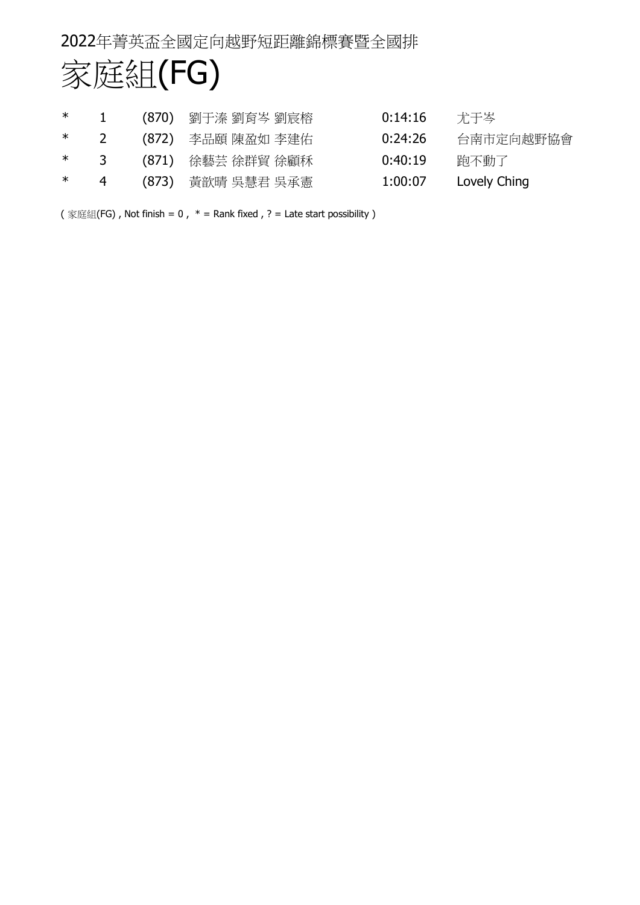2022年菁英盃全國定向越野短距離錦標賽暨全國排

# 家庭組(FG)

| | | | | | |
|---|---|---|---|---|---|
| * | 1 | (870) | 劉于溱 劉育岑 劉宸榕 | 0:14:16 | 尤于岑 |
| * | 2 | (872) | 李品頤 陳盈如 李建佑 | 0:24:26 | 台南市定向越野協會 |
| * | 3 | (871) | 徐藝芸 徐群貿 徐顧秝 | 0:40:19 | 跑不動了 |
| * | 4 | (873) | 黃歆晴 吳慧君 吳承憲 | 1:00:07 | Lovely Ching |

( 家庭組(FG) , Not finish = 0 ,  * = Rank fixed , ? = Late start possibility )